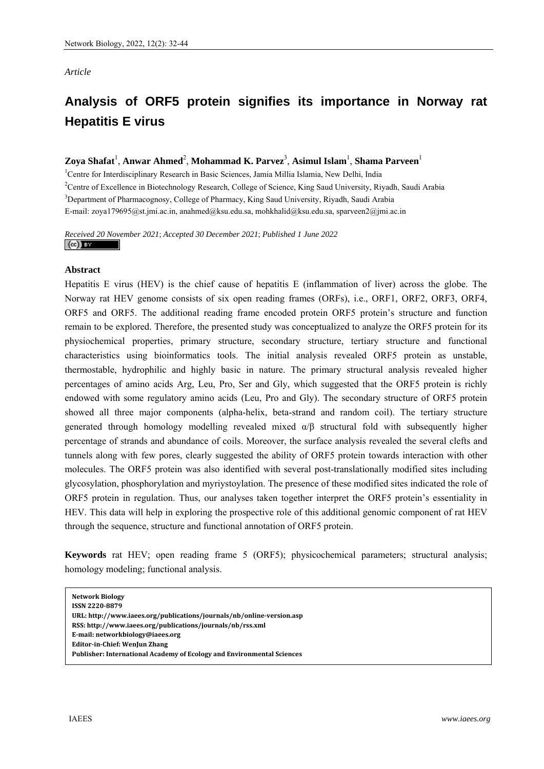*Article*

# Analysis of ORF5 protein signifies its importance in Norway rat Hepatitis E virus

**Zoya Shafat**[1], **Anwar Ahmed**[2], **Mohammad K. Parvez**[3], **Asimul Islam**[1], **Shama Parveen**[1]

[1]Centre for Interdisciplinary Research in Basic Sciences, Jamia Millia Islamia, New Delhi, India

[2]Centre of Excellence in Biotechnology Research, College of Science, King Saud University, Riyadh, Saudi Arabia

[3]Department of Pharmacognosy, College of Pharmacy, King Saud University, Riyadh, Saudi Arabia

E-mail: zoya179695@st.jmi.ac.in, anahmed@ksu.edu.sa, mohkhalid@ksu.edu.sa, sparveen2@jmi.ac.in

*Received 20 November 2021*; *Accepted 30 December 2021*; *Published 1 June 2022*

## Abstract

Hepatitis E virus (HEV) is the chief cause of hepatitis E (inflammation of liver) across the globe. The Norway rat HEV genome consists of six open reading frames (ORFs), i.e., ORF1, ORF2, ORF3, ORF4, ORF5 and ORF5. The additional reading frame encoded protein ORF5 protein's structure and function remain to be explored. Therefore, the presented study was conceptualized to analyze the ORF5 protein for its physiochemical properties, primary structure, secondary structure, tertiary structure and functional characteristics using bioinformatics tools. The initial analysis revealed ORF5 protein as unstable, thermostable, hydrophilic and highly basic in nature. The primary structural analysis revealed higher percentages of amino acids Arg, Leu, Pro, Ser and Gly, which suggested that the ORF5 protein is richly endowed with some regulatory amino acids (Leu, Pro and Gly). The secondary structure of ORF5 protein showed all three major components (alpha-helix, beta-strand and random coil). The tertiary structure generated through homology modelling revealed mixed α/β structural fold with subsequently higher percentage of strands and abundance of coils. Moreover, the surface analysis revealed the several clefts and tunnels along with few pores, clearly suggested the ability of ORF5 protein towards interaction with other molecules. The ORF5 protein was also identified with several post-translationally modified sites including glycosylation, phosphorylation and myriystoylation. The presence of these modified sites indicated the role of ORF5 protein in regulation. Thus, our analyses taken together interpret the ORF5 protein's essentiality in HEV. This data will help in exploring the prospective role of this additional genomic component of rat HEV through the sequence, structure and functional annotation of ORF5 protein.

**Keywords** rat HEV; open reading frame 5 (ORF5); physicochemical parameters; structural analysis; homology modeling; functional analysis.

**Network Biology**
**ISSN 2220-8879**
**URL: http://www.iaees.org/publications/journals/nb/online-version.asp**
**RSS: http://www.iaees.org/publications/journals/nb/rss.xml**
**E-mail: networkbiology@iaees.org**
**Editor-in-Chief: WenJun Zhang**
**Publisher: International Academy of Ecology and Environmental Sciences**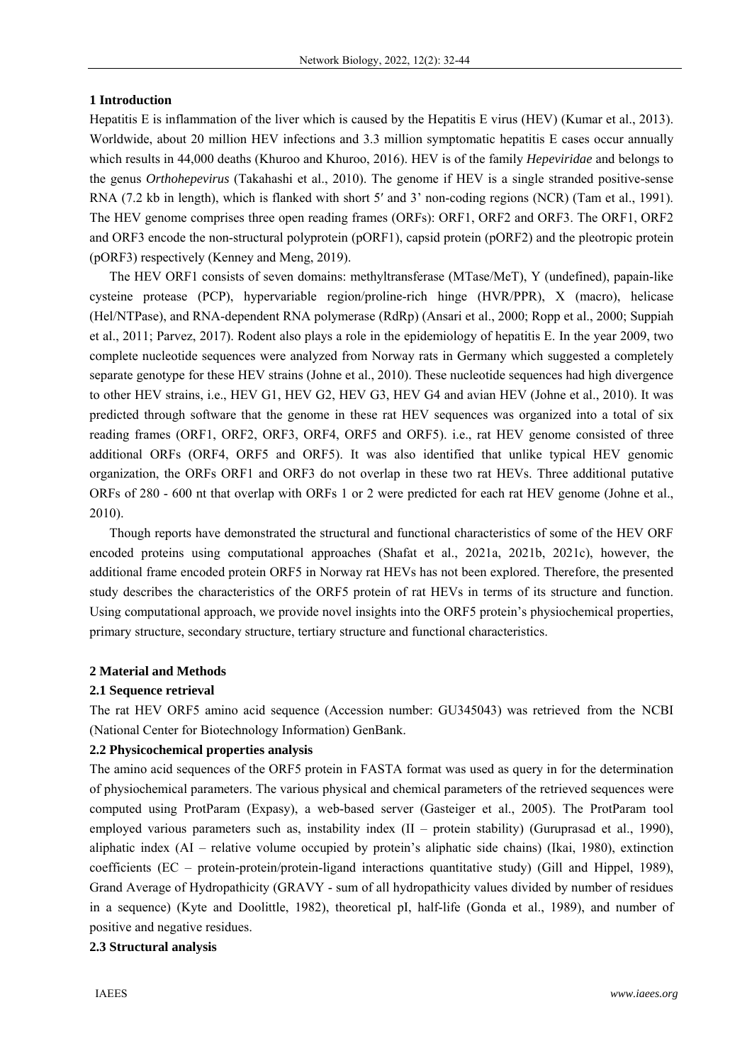## 1 Introduction

Hepatitis E is inflammation of the liver which is caused by the Hepatitis E virus (HEV) (Kumar et al., 2013). Worldwide, about 20 million HEV infections and 3.3 million symptomatic hepatitis E cases occur annually which results in 44,000 deaths (Khuroo and Khuroo, 2016). HEV is of the family *Hepeviridae* and belongs to the genus *Orthohepevirus* (Takahashi et al., 2010). The genome if HEV is a single stranded positive-sense RNA (7.2 kb in length), which is flanked with short 5′ and 3' non-coding regions (NCR) (Tam et al., 1991). The HEV genome comprises three open reading frames (ORFs): ORF1, ORF2 and ORF3. The ORF1, ORF2 and ORF3 encode the non-structural polyprotein (pORF1), capsid protein (pORF2) and the pleotropic protein (pORF3) respectively (Kenney and Meng, 2019).

The HEV ORF1 consists of seven domains: methyltransferase (MTase/MeT), Y (undefined), papain-like cysteine protease (PCP), hypervariable region/proline-rich hinge (HVR/PPR), X (macro), helicase (Hel/NTPase), and RNA-dependent RNA polymerase (RdRp) (Ansari et al., 2000; Ropp et al., 2000; Suppiah et al., 2011; Parvez, 2017). Rodent also plays a role in the epidemiology of hepatitis E. In the year 2009, two complete nucleotide sequences were analyzed from Norway rats in Germany which suggested a completely separate genotype for these HEV strains (Johne et al., 2010). These nucleotide sequences had high divergence to other HEV strains, i.e., HEV G1, HEV G2, HEV G3, HEV G4 and avian HEV (Johne et al., 2010). It was predicted through software that the genome in these rat HEV sequences was organized into a total of six reading frames (ORF1, ORF2, ORF3, ORF4, ORF5 and ORF5). i.e., rat HEV genome consisted of three additional ORFs (ORF4, ORF5 and ORF5). It was also identified that unlike typical HEV genomic organization, the ORFs ORF1 and ORF3 do not overlap in these two rat HEVs. Three additional putative ORFs of 280 - 600 nt that overlap with ORFs 1 or 2 were predicted for each rat HEV genome (Johne et al., 2010).

Though reports have demonstrated the structural and functional characteristics of some of the HEV ORF encoded proteins using computational approaches (Shafat et al., 2021a, 2021b, 2021c), however, the additional frame encoded protein ORF5 in Norway rat HEVs has not been explored. Therefore, the presented study describes the characteristics of the ORF5 protein of rat HEVs in terms of its structure and function. Using computational approach, we provide novel insights into the ORF5 protein's physiochemical properties, primary structure, secondary structure, tertiary structure and functional characteristics.

## 2 Material and Methods

### 2.1 Sequence retrieval

The rat HEV ORF5 amino acid sequence (Accession number: GU345043) was retrieved from the NCBI (National Center for Biotechnology Information) GenBank.

### 2.2 Physicochemical properties analysis

The amino acid sequences of the ORF5 protein in FASTA format was used as query in for the determination of physiochemical parameters. The various physical and chemical parameters of the retrieved sequences were computed using ProtParam (Expasy), a web-based server (Gasteiger et al., 2005). The ProtParam tool employed various parameters such as, instability index (II – protein stability) (Guruprasad et al., 1990), aliphatic index (AI – relative volume occupied by protein's aliphatic side chains) (Ikai, 1980), extinction coefficients (EC – protein-protein/protein-ligand interactions quantitative study) (Gill and Hippel, 1989), Grand Average of Hydropathicity (GRAVY - sum of all hydropathicity values divided by number of residues in a sequence) (Kyte and Doolittle, 1982), theoretical pI, half-life (Gonda et al., 1989), and number of positive and negative residues.

### 2.3 Structural analysis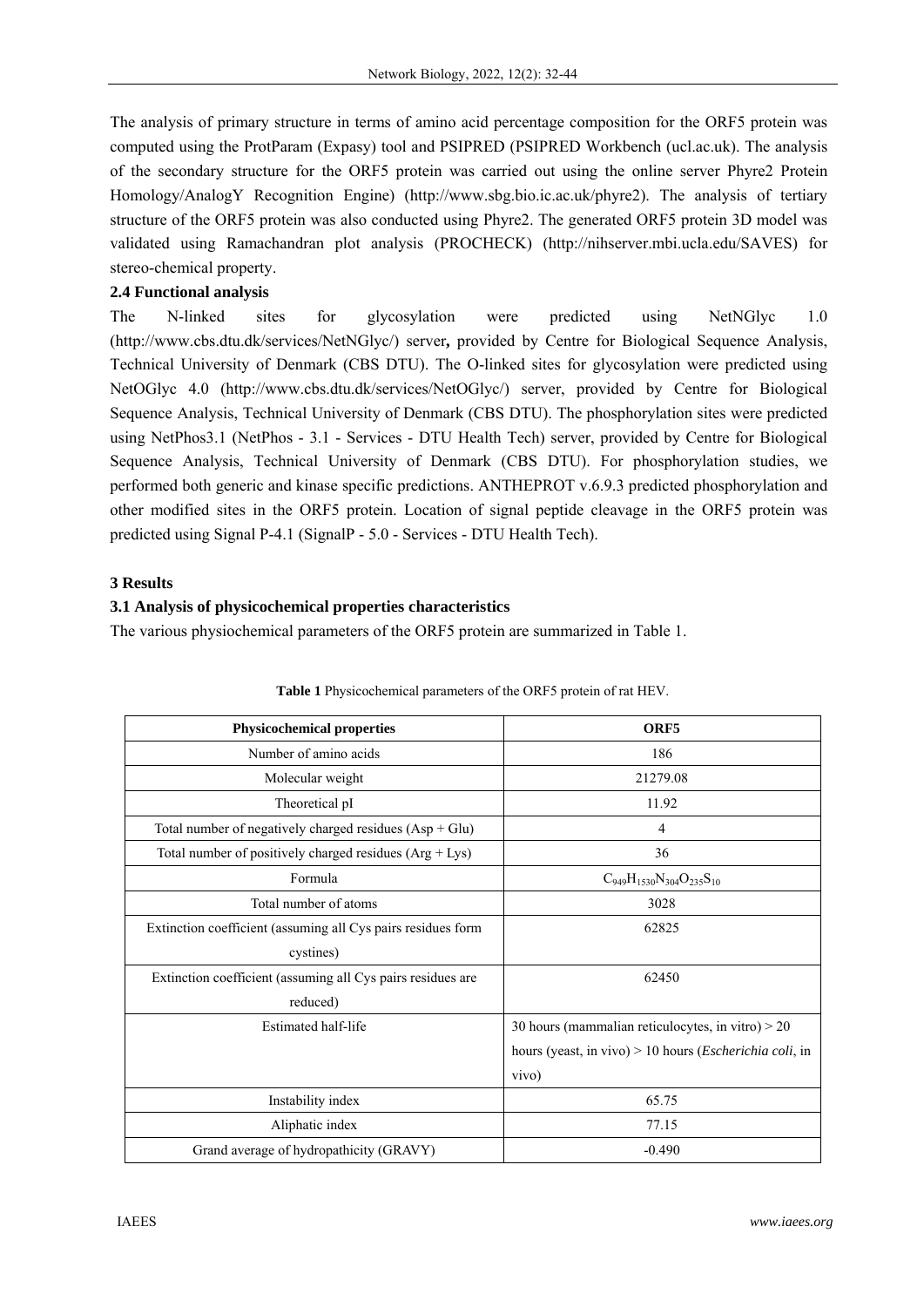The analysis of primary structure in terms of amino acid percentage composition for the ORF5 protein was computed using the ProtParam (Expasy) tool and PSIPRED (PSIPRED Workbench (ucl.ac.uk). The analysis of the secondary structure for the ORF5 protein was carried out using the online server Phyre2 Protein Homology/AnalogY Recognition Engine) (http://www.sbg.bio.ic.ac.uk/phyre2). The analysis of tertiary structure of the ORF5 protein was also conducted using Phyre2. The generated ORF5 protein 3D model was validated using Ramachandran plot analysis (PROCHECK) (http://nihserver.mbi.ucla.edu/SAVES) for stereo-chemical property.

### 2.4 Functional analysis

The N-linked sites for glycosylation were predicted using NetNGlyc 1.0 (http://www.cbs.dtu.dk/services/NetNGlyc/) server**,** provided by Centre for Biological Sequence Analysis, Technical University of Denmark (CBS DTU). The O-linked sites for glycosylation were predicted using NetOGlyc 4.0 (http://www.cbs.dtu.dk/services/NetOGlyc/) server, provided by Centre for Biological Sequence Analysis, Technical University of Denmark (CBS DTU). The phosphorylation sites were predicted using NetPhos3.1 (NetPhos - 3.1 - Services - DTU Health Tech) server, provided by Centre for Biological Sequence Analysis, Technical University of Denmark (CBS DTU). For phosphorylation studies, we performed both generic and kinase specific predictions. ANTHEPROT v.6.9.3 predicted phosphorylation and other modified sites in the ORF5 protein. Location of signal peptide cleavage in the ORF5 protein was predicted using Signal P-4.1 (SignalP - 5.0 - Services - DTU Health Tech).

## 3 Results

### 3.1 Analysis of physicochemical properties characteristics

The various physiochemical parameters of the ORF5 protein are summarized in Table 1.

**Table 1** Physicochemical parameters of the ORF5 protein of rat HEV.

| Physicochemical properties | ORF5 |
|---|---|
| Number of amino acids | 186 |
| Molecular weight | 21279.08 |
| Theoretical pI | 11.92 |
| Total number of negatively charged residues (Asp + Glu) | 4 |
| Total number of positively charged residues (Arg + Lys) | 36 |
| Formula | $C_{949}H_{1530}N_{304}O_{235}S_{10}$ |
| Total number of atoms | 3028 |
| Extinction coefficient (assuming all Cys pairs residues form cystines) | 62825 |
| Extinction coefficient (assuming all Cys pairs residues are reduced) | 62450 |
| Estimated half-life | 30 hours (mammalian reticulocytes, in vitro) > 20 hours (yeast, in vivo) > 10 hours (*Escherichia coli*, in vivo) |
| Instability index | 65.75 |
| Aliphatic index | 77.15 |
| Grand average of hydropathicity (GRAVY) | -0.490 |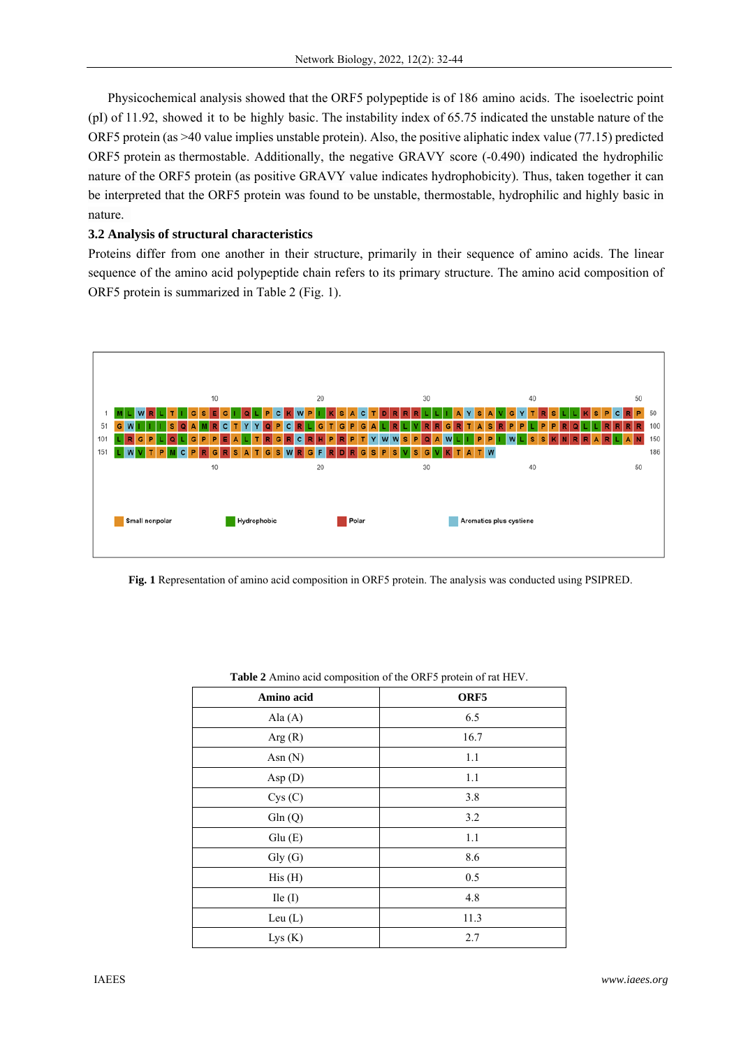Physicochemical analysis showed that the ORF5 polypeptide is of 186 amino acids. The isoelectric point (pI) of 11.92, showed it to be highly basic. The instability index of 65.75 indicated the unstable nature of the ORF5 protein (as >40 value implies unstable protein). Also, the positive aliphatic index value (77.15) predicted ORF5 protein as thermostable. Additionally, the negative GRAVY score (-0.490) indicated the hydrophilic nature of the ORF5 protein (as positive GRAVY value indicates hydrophobicity). Thus, taken together it can be interpreted that the ORF5 protein was found to be unstable, thermostable, hydrophilic and highly basic in nature.

### 3.2 Analysis of structural characteristics

Proteins differ from one another in their structure, primarily in their sequence of amino acids. The linear sequence of the amino acid polypeptide chain refers to its primary structure. The amino acid composition of ORF5 protein is summarized in Table 2 (Fig. 1).

10 20 30 40 50

1 MLWRLTIGSEGIQLPCKWPIKSACTDRRRLLIAYSAVGYTRSLLKSPCRP 50

51 GWIIISQAMRCTYYQPCRLGTGPGALRLVRRGRTASRPPLPPRQLLRRRR 100

101 LRGPLQLGPPEALTRGRCRHPRPTYWWSPQAWLIPPIWLSSKNRRARLAN 150

151 LWVTPMCPRGRSATGSWRGFRDRGSPSVSGVKTATW 186

10 20 30 40 50

Small nonpolar

Hydrophobic

Polar

Aromatics plus cystiene

**Fig. 1** Representation of amino acid composition in ORF5 protein. The analysis was conducted using PSIPRED.

**Table 2** Amino acid composition of the ORF5 protein of rat HEV.

| Amino acid | ORF5 |
|---|---|
| Ala (A) | 6.5 |
| Arg (R) | 16.7 |
| Asn (N) | 1.1 |
| Asp (D) | 1.1 |
| Cys (C) | 3.8 |
| Gln (Q) | 3.2 |
| Glu (E) | 1.1 |
| Gly (G) | 8.6 |
| His (H) | 0.5 |
| Ile (I) | 4.8 |
| Leu (L) | 11.3 |
| Lys (K) | 2.7 |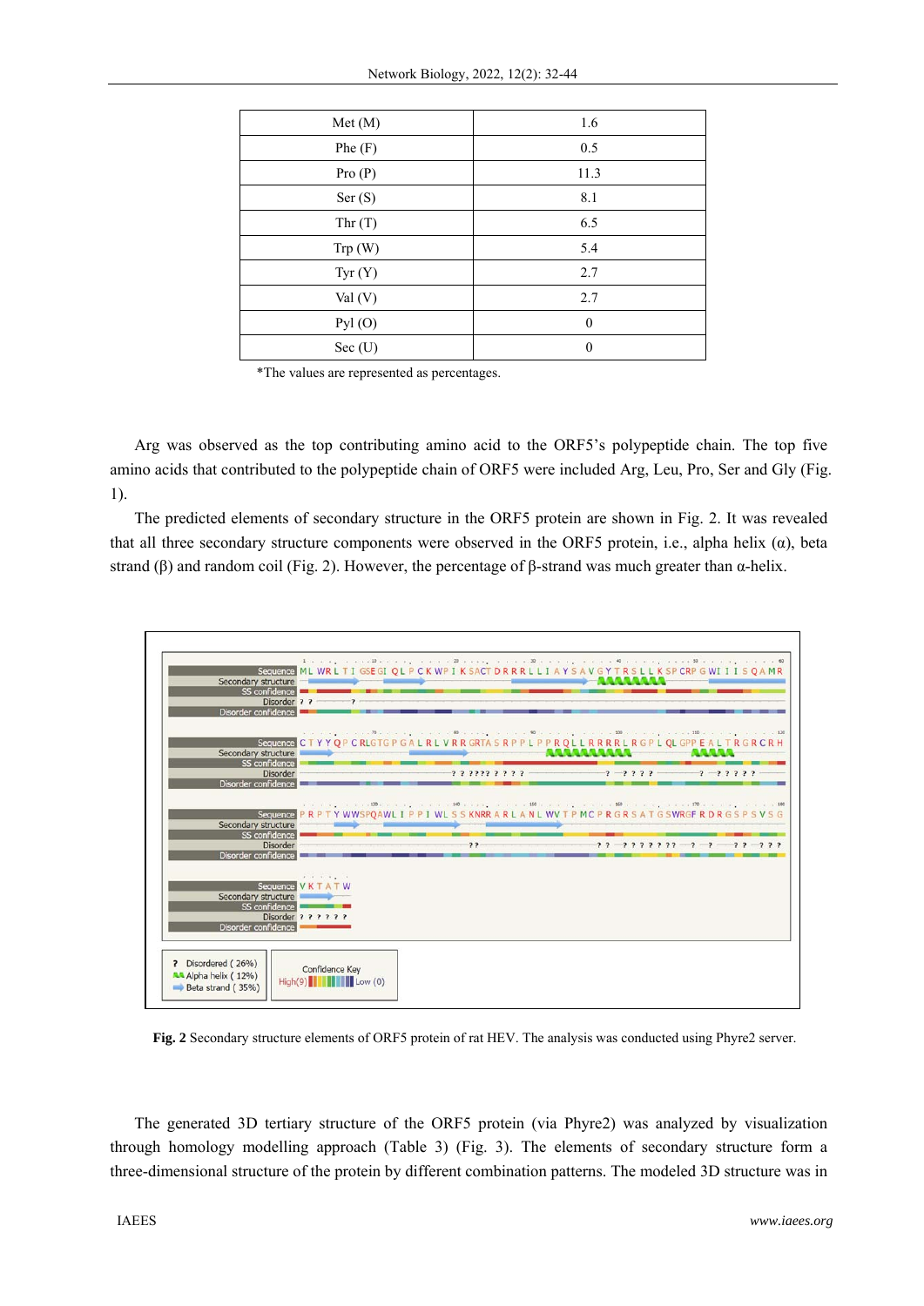| | |
|---|---|
| Met (M) | 1.6 |
| Phe (F) | 0.5 |
| Pro (P) | 11.3 |
| Ser (S) | 8.1 |
| Thr (T) | 6.5 |
| Trp (W) | 5.4 |
| Tyr (Y) | 2.7 |
| Val (V) | 2.7 |
| Pyl (O) | 0 |
| Sec (U) | 0 |

*The values are represented as percentages.

Arg was observed as the top contributing amino acid to the ORF5's polypeptide chain. The top five amino acids that contributed to the polypeptide chain of ORF5 were included Arg, Leu, Pro, Ser and Gly (Fig. 1).

The predicted elements of secondary structure in the ORF5 protein are shown in Fig. 2. It was revealed that all three secondary structure components were observed in the ORF5 protein, i.e., alpha helix (α), beta strand (β) and random coil (Fig. 2). However, the percentage of β-strand was much greater than α-helix.

Sequence MLWRLTIGSEGIQLPCKWPIKSACTDRRRLLIAYSAVGYTRSLLKSPCRPGWIIISQAMR
Secondary structure
SS confidence
Disorder
Disorder confidence

Sequence CTYYQPCRLGTGPGALRLVRRGRTASRPPLPPRQLLRRRRLRGPLQLGPPEALTRGRCRH
Secondary structure
SS confidence
Disorder
Disorder confidence

Sequence PRPTYWWSPQAWLIPPIWLSSKNRRARLANLWVTPMCPRGRSATGSWRGFRDRGSPSVSG
Secondary structure
SS confidence
Disorder
Disorder confidence

Sequence VKTATW
Secondary structure
SS confidence
Disorder
Disorder confidence

? Disordered (26%)
Alpha helix (12%)
Beta strand (35%)

Confidence Key
High(9) Low (0)

**Fig. 2** Secondary structure elements of ORF5 protein of rat HEV. The analysis was conducted using Phyre2 server.

The generated 3D tertiary structure of the ORF5 protein (via Phyre2) was analyzed by visualization through homology modelling approach (Table 3) (Fig. 3). The elements of secondary structure form a three-dimensional structure of the protein by different combination patterns. The modeled 3D structure was in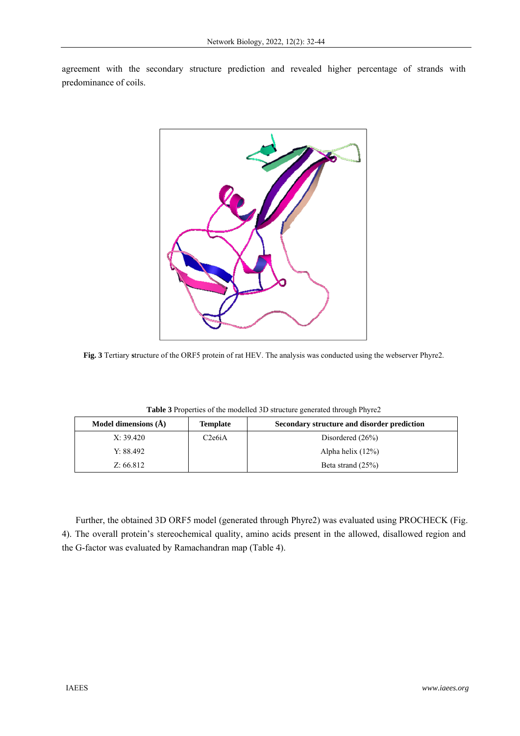agreement with the secondary structure prediction and revealed higher percentage of strands with predominance of coils.

**Fig. 3** Tertiary **s**tructure of the ORF5 protein of rat HEV. The analysis was conducted using the webserver Phyre2.

**Table 3** Properties of the modelled 3D structure generated through Phyre2

| Model dimensions (Å) | Template | Secondary structure and disorder prediction |
|---|---|---|
| X: 39.420 | C2e6iA | Disordered (26%) |
| Y: 88.492 | | Alpha helix (12%) |
| Z: 66.812 | | Beta strand (25%) |

Further, the obtained 3D ORF5 model (generated through Phyre2) was evaluated using PROCHECK (Fig. 4). The overall protein's stereochemical quality, amino acids present in the allowed, disallowed region and the G-factor was evaluated by Ramachandran map (Table 4).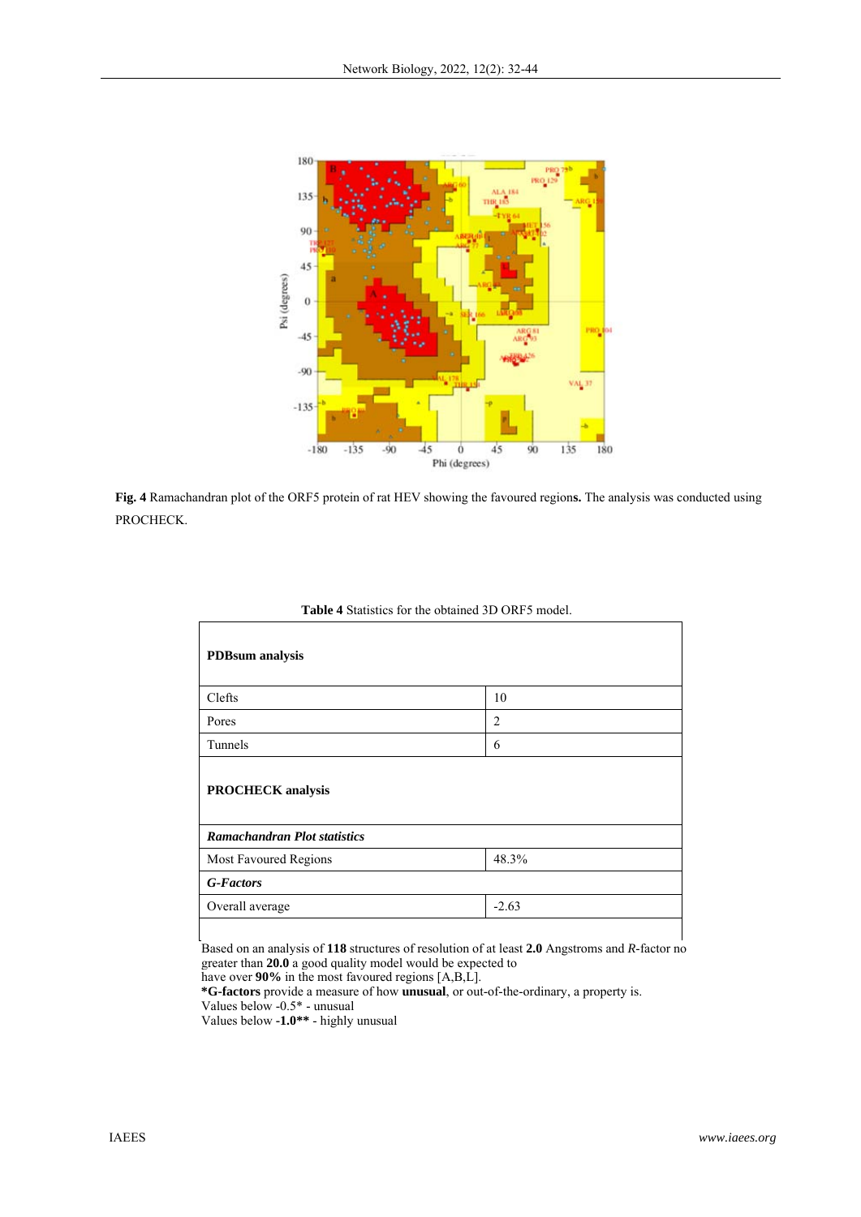Psi (degrees)

Phi (degrees)

180, 135, 90, 45, 0, -45, -90, -135

-180, -135, -90, -45, 0, 45, 90, 135, 180

**Fig. 4** Ramachandran plot of the ORF5 protein of rat HEV showing the favoured regions**.** The analysis was conducted using PROCHECK.

**Table 4** Statistics for the obtained 3D ORF5 model.

| | |
|---|---|
| **PDBsum analysis** | |
| Clefts | 10 |
| Pores | 2 |
| Tunnels | 6 |
| **PROCHECK analysis** | |
| ***Ramachandran Plot statistics*** | |
| Most Favoured Regions | 48.3% |
| ***G-Factors*** | |
| Overall average | -2.63 |

Based on an analysis of **118** structures of resolution of at least **2.0** Angstroms and *R*-factor no greater than **20.0** a good quality model would be expected to have over **90%** in the most favoured regions [A,B,L].

***G-factors** provide a measure of how **unusual**, or out-of-the-ordinary, a property is.

Values below -0.5* - unusual

Values below **-1.0**** - highly unusual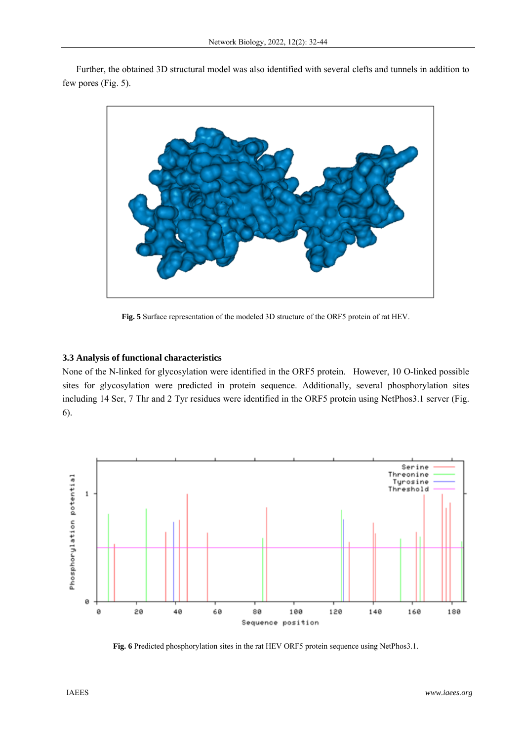Further, the obtained 3D structural model was also identified with several clefts and tunnels in addition to few pores (Fig. 5).

**Fig. 5** Surface representation of the modeled 3D structure of the ORF5 protein of rat HEV.

### 3.3 Analysis of functional characteristics

None of the N-linked for glycosylation were identified in the ORF5 protein. However, 10 O-linked possible sites for glycosylation were predicted in protein sequence. Additionally, several phosphorylation sites including 14 Ser, 7 Thr and 2 Tyr residues were identified in the ORF5 protein using NetPhos3.1 server (Fig. 6).

Serine
Threonine
Tyrosine
Threshold

Phosphorylation potential

0
1

Sequence position

0 20 40 60 80 100 120 140 160 180

**Fig. 6** Predicted phosphorylation sites in the rat HEV ORF5 protein sequence using NetPhos3.1.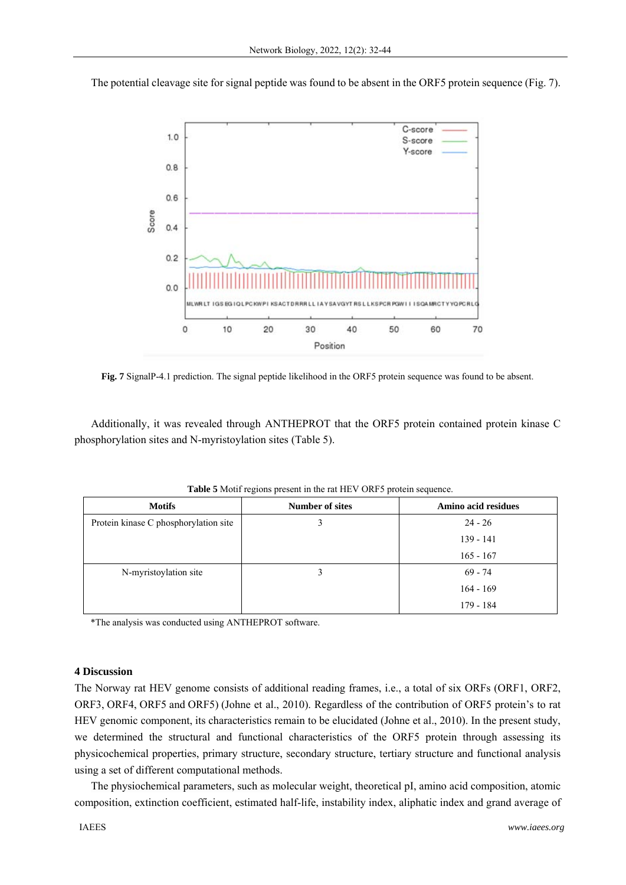The potential cleavage site for signal peptide was found to be absent in the ORF5 protein sequence (Fig. 7).

C-score
S-score
Y-score
1.0
0.8
0.6
0.4
0.2
0.0
Score
MLWRLT IGSEGIQLPCKWPI KSACTDRRRLLIAYSAVGYTRSLLKSPCRPGWIIISQAMRCTYYQPCRLG
0
10
20
30
40
50
60
70
Position

**Fig. 7** SignalP-4.1 prediction. The signal peptide likelihood in the ORF5 protein sequence was found to be absent.

Additionally, it was revealed through ANTHEPROT that the ORF5 protein contained protein kinase C phosphorylation sites and N-myristoylation sites (Table 5).

**Table 5** Motif regions present in the rat HEV ORF5 protein sequence.

| Motifs | Number of sites | Amino acid residues |
|---|---|---|
| Protein kinase C phosphorylation site | 3 | 24 - 26 |
| | | 139 - 141 |
| | | 165 - 167 |
| N-myristoylation site | 3 | 69 - 74 |
| | | 164 - 169 |
| | | 179 - 184 |

*The analysis was conducted using ANTHEPROT software.

## 4 Discussion

The Norway rat HEV genome consists of additional reading frames, i.e., a total of six ORFs (ORF1, ORF2, ORF3, ORF4, ORF5 and ORF5) (Johne et al., 2010). Regardless of the contribution of ORF5 protein's to rat HEV genomic component, its characteristics remain to be elucidated (Johne et al., 2010). In the present study, we determined the structural and functional characteristics of the ORF5 protein through assessing its physicochemical properties, primary structure, secondary structure, tertiary structure and functional analysis using a set of different computational methods.

The physiochemical parameters, such as molecular weight, theoretical pI, amino acid composition, atomic composition, extinction coefficient, estimated half-life, instability index, aliphatic index and grand average of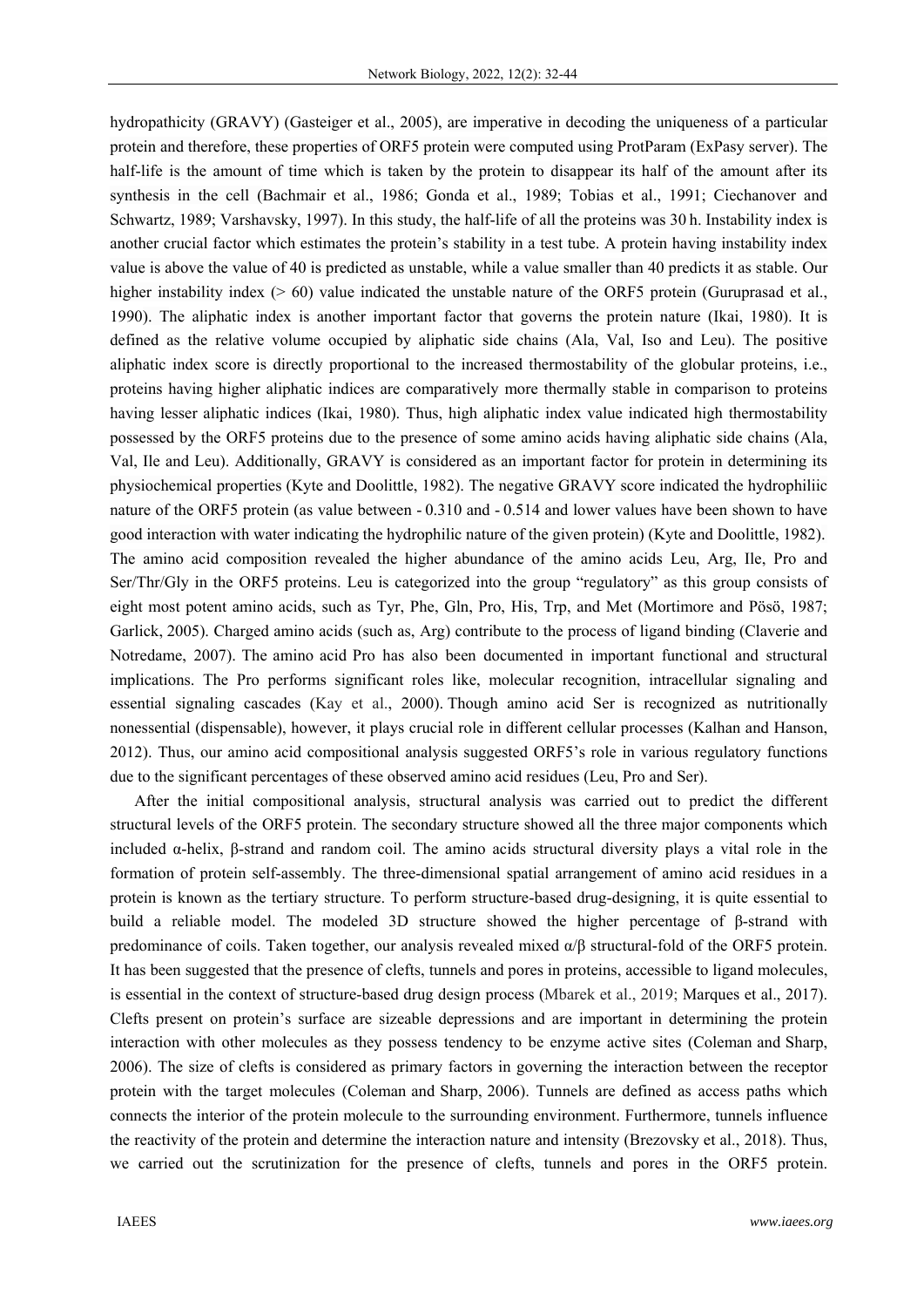hydropathicity (GRAVY) (Gasteiger et al., 2005), are imperative in decoding the uniqueness of a particular protein and therefore, these properties of ORF5 protein were computed using ProtParam (ExPasy server). The half-life is the amount of time which is taken by the protein to disappear its half of the amount after its synthesis in the cell (Bachmair et al., 1986; Gonda et al., 1989; Tobias et al., 1991; Ciechanover and Schwartz, 1989; Varshavsky, 1997). In this study, the half-life of all the proteins was 30 h. Instability index is another crucial factor which estimates the protein's stability in a test tube. A protein having instability index value is above the value of 40 is predicted as unstable, while a value smaller than 40 predicts it as stable. Our higher instability index (> 60) value indicated the unstable nature of the ORF5 protein (Guruprasad et al., 1990). The aliphatic index is another important factor that governs the protein nature (Ikai, 1980). It is defined as the relative volume occupied by aliphatic side chains (Ala, Val, Iso and Leu). The positive aliphatic index score is directly proportional to the increased thermostability of the globular proteins, i.e., proteins having higher aliphatic indices are comparatively more thermally stable in comparison to proteins having lesser aliphatic indices (Ikai, 1980). Thus, high aliphatic index value indicated high thermostability possessed by the ORF5 proteins due to the presence of some amino acids having aliphatic side chains (Ala, Val, Ile and Leu). Additionally, GRAVY is considered as an important factor for protein in determining its physiochemical properties (Kyte and Doolittle, 1982). The negative GRAVY score indicated the hydrophiliic nature of the ORF5 protein (as value between - 0.310 and - 0.514 and lower values have been shown to have good interaction with water indicating the hydrophilic nature of the given protein) (Kyte and Doolittle, 1982). The amino acid composition revealed the higher abundance of the amino acids Leu, Arg, Ile, Pro and Ser/Thr/Gly in the ORF5 proteins. Leu is categorized into the group "regulatory" as this group consists of eight most potent amino acids, such as Tyr, Phe, Gln, Pro, His, Trp, and Met (Mortimore and Pösö, 1987; Garlick, 2005). Charged amino acids (such as, Arg) contribute to the process of ligand binding (Claverie and Notredame, 2007). The amino acid Pro has also been documented in important functional and structural implications. The Pro performs significant roles like, molecular recognition, intracellular signaling and essential signaling cascades (Kay et al., 2000). Though amino acid Ser is recognized as nutritionally nonessential (dispensable), however, it plays crucial role in different cellular processes (Kalhan and Hanson, 2012). Thus, our amino acid compositional analysis suggested ORF5's role in various regulatory functions due to the significant percentages of these observed amino acid residues (Leu, Pro and Ser).

After the initial compositional analysis, structural analysis was carried out to predict the different structural levels of the ORF5 protein. The secondary structure showed all the three major components which included α-helix, β-strand and random coil. The amino acids structural diversity plays a vital role in the formation of protein self-assembly. The three-dimensional spatial arrangement of amino acid residues in a protein is known as the tertiary structure. To perform structure-based drug-designing, it is quite essential to build a reliable model. The modeled 3D structure showed the higher percentage of β-strand with predominance of coils. Taken together, our analysis revealed mixed α/β structural-fold of the ORF5 protein. It has been suggested that the presence of clefts, tunnels and pores in proteins, accessible to ligand molecules, is essential in the context of structure-based drug design process (Mbarek et al., 2019; Marques et al., 2017). Clefts present on protein's surface are sizeable depressions and are important in determining the protein interaction with other molecules as they possess tendency to be enzyme active sites (Coleman and Sharp, 2006). The size of clefts is considered as primary factors in governing the interaction between the receptor protein with the target molecules (Coleman and Sharp, 2006). Tunnels are defined as access paths which connects the interior of the protein molecule to the surrounding environment. Furthermore, tunnels influence the reactivity of the protein and determine the interaction nature and intensity (Brezovsky et al., 2018). Thus, we carried out the scrutinization for the presence of clefts, tunnels and pores in the ORF5 protein.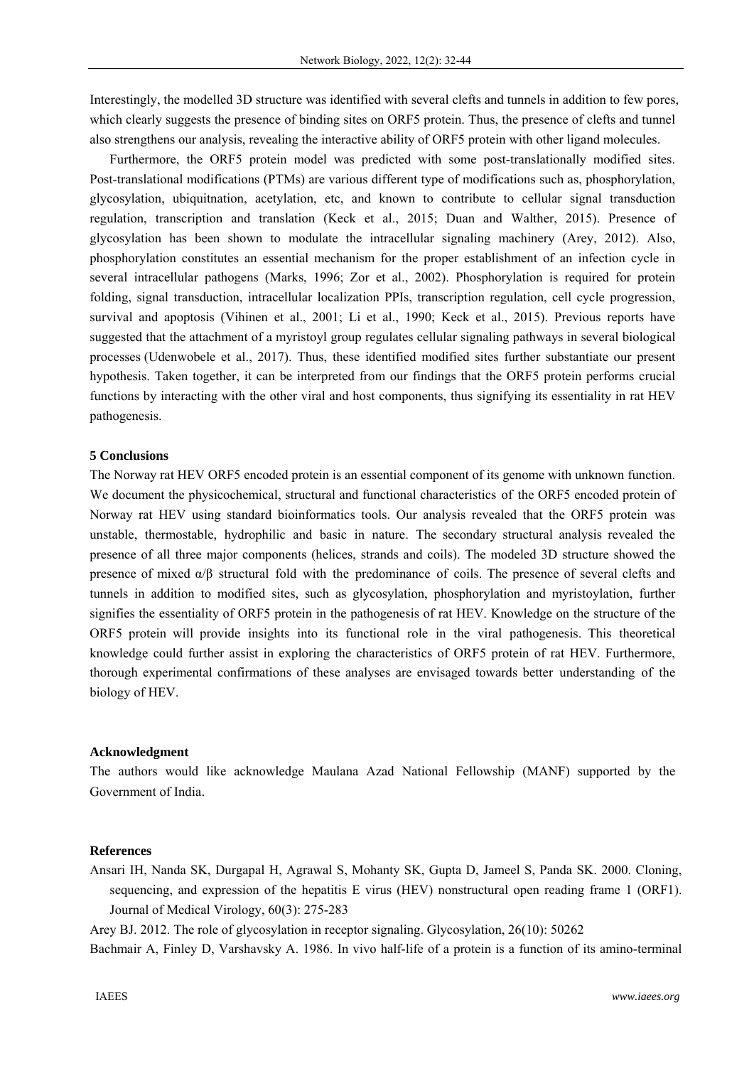Interestingly, the modelled 3D structure was identified with several clefts and tunnels in addition to few pores, which clearly suggests the presence of binding sites on ORF5 protein. Thus, the presence of clefts and tunnel also strengthens our analysis, revealing the interactive ability of ORF5 protein with other ligand molecules.

Furthermore, the ORF5 protein model was predicted with some post-translationally modified sites. Post-translational modifications (PTMs) are various different type of modifications such as, phosphorylation, glycosylation, ubiquitnation, acetylation, etc, and known to contribute to cellular signal transduction regulation, transcription and translation (Keck et al., 2015; Duan and Walther, 2015). Presence of glycosylation has been shown to modulate the intracellular signaling machinery (Arey, 2012). Also, phosphorylation constitutes an essential mechanism for the proper establishment of an infection cycle in several intracellular pathogens (Marks, 1996; Zor et al., 2002). Phosphorylation is required for protein folding, signal transduction, intracellular localization PPIs, transcription regulation, cell cycle progression, survival and apoptosis (Vihinen et al., 2001; Li et al., 1990; Keck et al., 2015). Previous reports have suggested that the attachment of a myristoyl group regulates cellular signaling pathways in several biological processes (Udenwobele et al., 2017). Thus, these identified modified sites further substantiate our present hypothesis. Taken together, it can be interpreted from our findings that the ORF5 protein performs crucial functions by interacting with the other viral and host components, thus signifying its essentiality in rat HEV pathogenesis.

## 5 Conclusions

The Norway rat HEV ORF5 encoded protein is an essential component of its genome with unknown function. We document the physicochemical, structural and functional characteristics of the ORF5 encoded protein of Norway rat HEV using standard bioinformatics tools. Our analysis revealed that the ORF5 protein was unstable, thermostable, hydrophilic and basic in nature. The secondary structural analysis revealed the presence of all three major components (helices, strands and coils). The modeled 3D structure showed the presence of mixed α/β structural fold with the predominance of coils. The presence of several clefts and tunnels in addition to modified sites, such as glycosylation, phosphorylation and myristoylation, further signifies the essentiality of ORF5 protein in the pathogenesis of rat HEV. Knowledge on the structure of the ORF5 protein will provide insights into its functional role in the viral pathogenesis. This theoretical knowledge could further assist in exploring the characteristics of ORF5 protein of rat HEV. Furthermore, thorough experimental confirmations of these analyses are envisaged towards better understanding of the biology of HEV.

## Acknowledgment

The authors would like acknowledge Maulana Azad National Fellowship (MANF) supported by the Government of India.

## References

Ansari IH, Nanda SK, Durgapal H, Agrawal S, Mohanty SK, Gupta D, Jameel S, Panda SK. 2000. Cloning, sequencing, and expression of the hepatitis E virus (HEV) nonstructural open reading frame 1 (ORF1). Journal of Medical Virology, 60(3): 275-283

Arey BJ. 2012. The role of glycosylation in receptor signaling. Glycosylation, 26(10): 50262

Bachmair A, Finley D, Varshavsky A. 1986. In vivo half-life of a protein is a function of its amino-terminal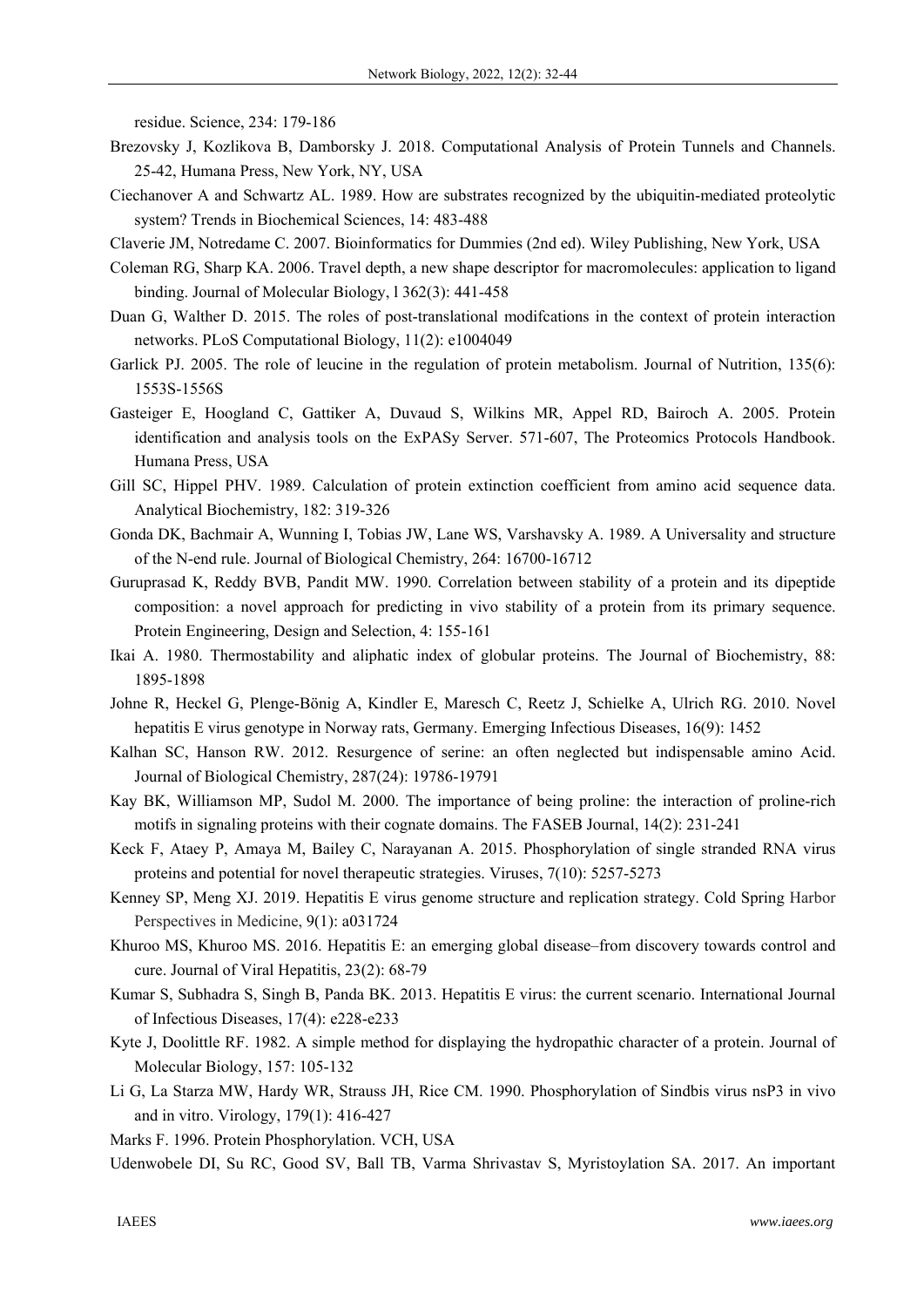residue. Science, 234: 179-186

Brezovsky J, Kozlikova B, Damborsky J. 2018. Computational Analysis of Protein Tunnels and Channels. 25-42, Humana Press, New York, NY, USA

Ciechanover A and Schwartz AL. 1989. How are substrates recognized by the ubiquitin-mediated proteolytic system? Trends in Biochemical Sciences, 14: 483-488

Claverie JM, Notredame C. 2007. Bioinformatics for Dummies (2nd ed). Wiley Publishing, New York, USA

Coleman RG, Sharp KA. 2006. Travel depth, a new shape descriptor for macromolecules: application to ligand binding. Journal of Molecular Biology, l 362(3): 441-458

Duan G, Walther D. 2015. The roles of post-translational modifcations in the context of protein interaction networks. PLoS Computational Biology, 11(2): e1004049

Garlick PJ. 2005. The role of leucine in the regulation of protein metabolism. Journal of Nutrition, 135(6): 1553S-1556S

Gasteiger E, Hoogland C, Gattiker A, Duvaud S, Wilkins MR, Appel RD, Bairoch A. 2005. Protein identification and analysis tools on the ExPASy Server. 571-607, The Proteomics Protocols Handbook. Humana Press, USA

Gill SC, Hippel PHV. 1989. Calculation of protein extinction coefficient from amino acid sequence data. Analytical Biochemistry, 182: 319-326

Gonda DK, Bachmair A, Wunning I, Tobias JW, Lane WS, Varshavsky A. 1989. A Universality and structure of the N-end rule. Journal of Biological Chemistry, 264: 16700-16712

Guruprasad K, Reddy BVB, Pandit MW. 1990. Correlation between stability of a protein and its dipeptide composition: a novel approach for predicting in vivo stability of a protein from its primary sequence. Protein Engineering, Design and Selection, 4: 155-161

Ikai A. 1980. Thermostability and aliphatic index of globular proteins. The Journal of Biochemistry, 88: 1895-1898

Johne R, Heckel G, Plenge-Bönig A, Kindler E, Maresch C, Reetz J, Schielke A, Ulrich RG. 2010. Novel hepatitis E virus genotype in Norway rats, Germany. Emerging Infectious Diseases, 16(9): 1452

Kalhan SC, Hanson RW. 2012. Resurgence of serine: an often neglected but indispensable amino Acid. Journal of Biological Chemistry, 287(24): 19786-19791

Kay BK, Williamson MP, Sudol M. 2000. The importance of being proline: the interaction of proline-rich motifs in signaling proteins with their cognate domains. The FASEB Journal, 14(2): 231-241

Keck F, Ataey P, Amaya M, Bailey C, Narayanan A. 2015. Phosphorylation of single stranded RNA virus proteins and potential for novel therapeutic strategies. Viruses, 7(10): 5257-5273

Kenney SP, Meng XJ. 2019. Hepatitis E virus genome structure and replication strategy. Cold Spring Harbor Perspectives in Medicine, 9(1): a031724

Khuroo MS, Khuroo MS. 2016. Hepatitis E: an emerging global disease–from discovery towards control and cure. Journal of Viral Hepatitis, 23(2): 68-79

Kumar S, Subhadra S, Singh B, Panda BK. 2013. Hepatitis E virus: the current scenario. International Journal of Infectious Diseases, 17(4): e228-e233

Kyte J, Doolittle RF. 1982. A simple method for displaying the hydropathic character of a protein. Journal of Molecular Biology, 157: 105-132

Li G, La Starza MW, Hardy WR, Strauss JH, Rice CM. 1990. Phosphorylation of Sindbis virus nsP3 in vivo and in vitro. Virology, 179(1): 416-427

Marks F. 1996. Protein Phosphorylation. VCH, USA

Udenwobele DI, Su RC, Good SV, Ball TB, Varma Shrivastav S, Myristoylation SA. 2017. An important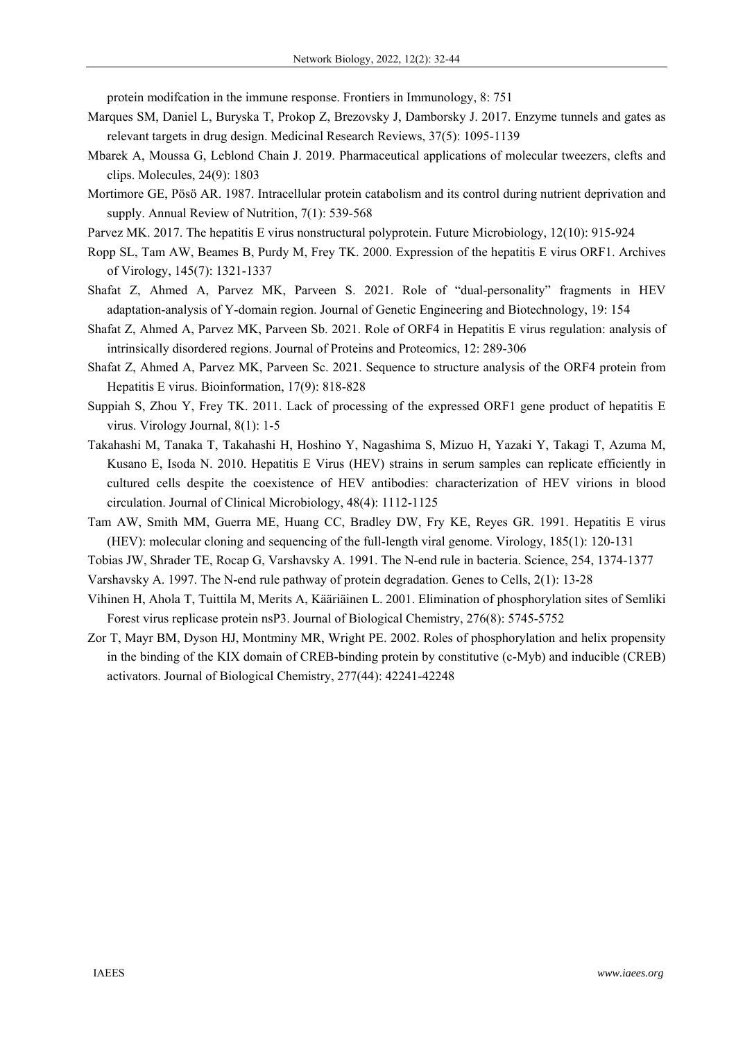protein modifcation in the immune response. Frontiers in Immunology, 8: 751

Marques SM, Daniel L, Buryska T, Prokop Z, Brezovsky J, Damborsky J. 2017. Enzyme tunnels and gates as relevant targets in drug design. Medicinal Research Reviews, 37(5): 1095-1139

Mbarek A, Moussa G, Leblond Chain J. 2019. Pharmaceutical applications of molecular tweezers, clefts and clips. Molecules, 24(9): 1803

Mortimore GE, Pösö AR. 1987. Intracellular protein catabolism and its control during nutrient deprivation and supply. Annual Review of Nutrition, 7(1): 539-568

Parvez MK. 2017. The hepatitis E virus nonstructural polyprotein. Future Microbiology, 12(10): 915-924

Ropp SL, Tam AW, Beames B, Purdy M, Frey TK. 2000. Expression of the hepatitis E virus ORF1. Archives of Virology, 145(7): 1321-1337

Shafat Z, Ahmed A, Parvez MK, Parveen S. 2021. Role of "dual-personality" fragments in HEV adaptation-analysis of Y-domain region. Journal of Genetic Engineering and Biotechnology, 19: 154

Shafat Z, Ahmed A, Parvez MK, Parveen Sb. 2021. Role of ORF4 in Hepatitis E virus regulation: analysis of intrinsically disordered regions. Journal of Proteins and Proteomics, 12: 289-306

Shafat Z, Ahmed A, Parvez MK, Parveen Sc. 2021. Sequence to structure analysis of the ORF4 protein from Hepatitis E virus. Bioinformation, 17(9): 818-828

Suppiah S, Zhou Y, Frey TK. 2011. Lack of processing of the expressed ORF1 gene product of hepatitis E virus. Virology Journal, 8(1): 1-5

Takahashi M, Tanaka T, Takahashi H, Hoshino Y, Nagashima S, Mizuo H, Yazaki Y, Takagi T, Azuma M, Kusano E, Isoda N. 2010. Hepatitis E Virus (HEV) strains in serum samples can replicate efficiently in cultured cells despite the coexistence of HEV antibodies: characterization of HEV virions in blood circulation. Journal of Clinical Microbiology, 48(4): 1112-1125

Tam AW, Smith MM, Guerra ME, Huang CC, Bradley DW, Fry KE, Reyes GR. 1991. Hepatitis E virus (HEV): molecular cloning and sequencing of the full-length viral genome. Virology, 185(1): 120-131

Tobias JW, Shrader TE, Rocap G, Varshavsky A. 1991. The N-end rule in bacteria. Science, 254, 1374-1377

Varshavsky A. 1997. The N-end rule pathway of protein degradation. Genes to Cells, 2(1): 13-28

Vihinen H, Ahola T, Tuittila M, Merits A, Kääriäinen L. 2001. Elimination of phosphorylation sites of Semliki Forest virus replicase protein nsP3. Journal of Biological Chemistry, 276(8): 5745-5752

Zor T, Mayr BM, Dyson HJ, Montminy MR, Wright PE. 2002. Roles of phosphorylation and helix propensity in the binding of the KIX domain of CREB-binding protein by constitutive (c-Myb) and inducible (CREB) activators. Journal of Biological Chemistry, 277(44): 42241-42248